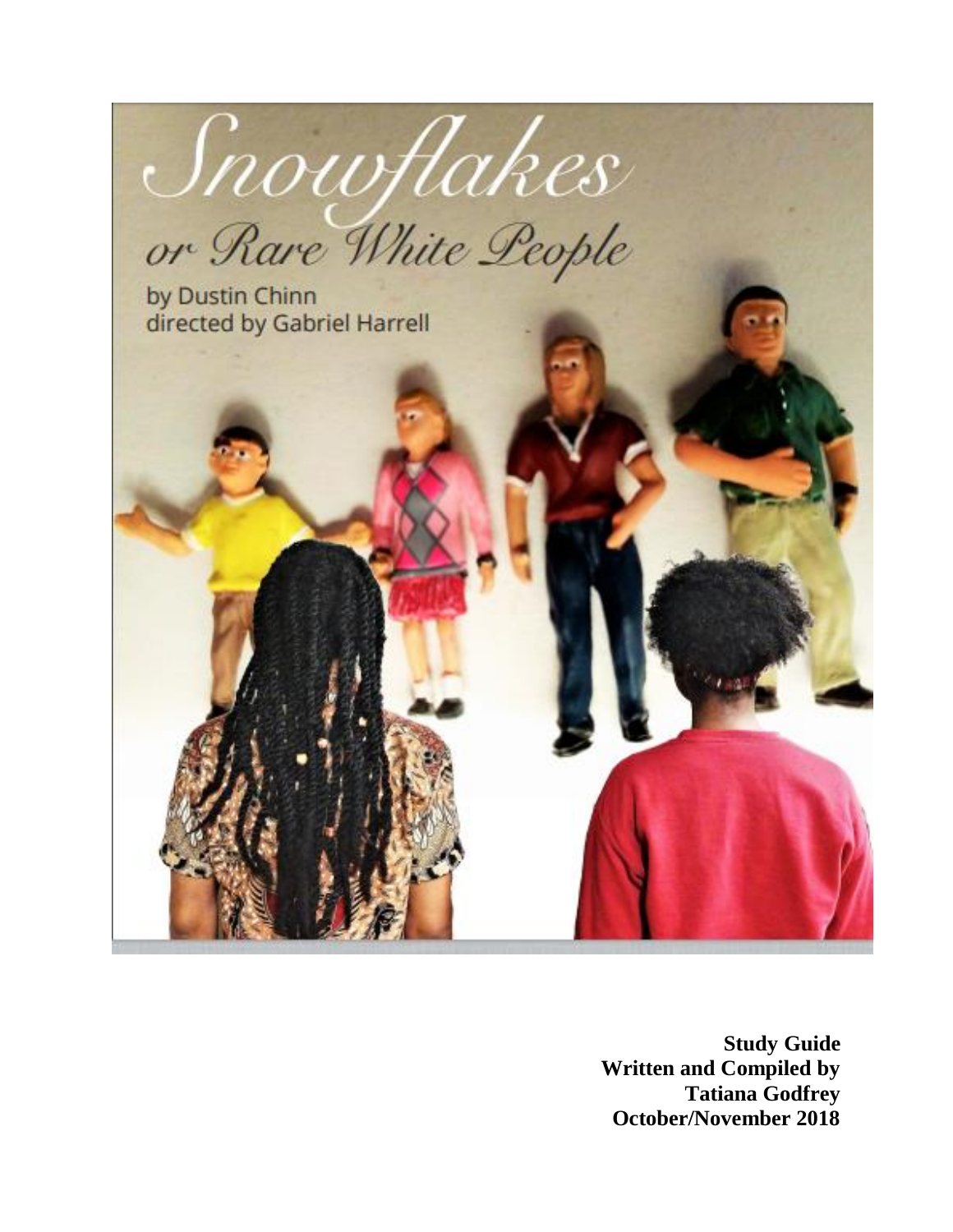# Snowflakes

## or Rare White People

by Dustin Chinn
directed by Gabriel Harrell

**Study Guide**
**Written and Compiled by**
**Tatiana Godfrey**
**October/November 2018**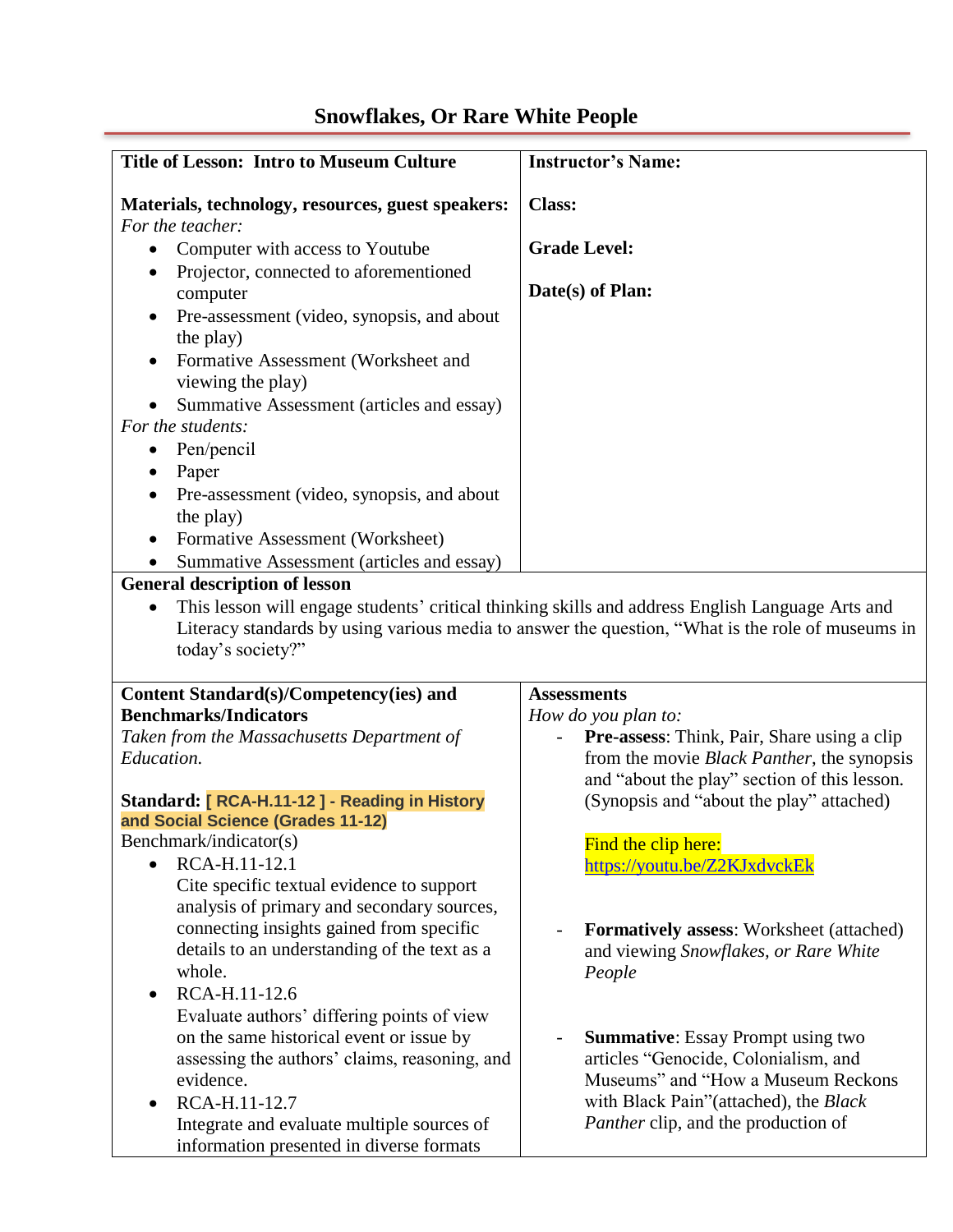# Snowflakes, Or Rare White People

| **Title of Lesson: Intro to Museum Culture**<br><br>**Materials, technology, resources, guest speakers:**<br>*For the teacher:*<br>• Computer with access to Youtube<br>• Projector, connected to aforementioned computer<br>• Pre-assessment (video, synopsis, and about the play)<br>• Formative Assessment (Worksheet and viewing the play)<br>• Summative Assessment (articles and essay)<br>*For the students:*<br>• Pen/pencil<br>• Paper<br>• Pre-assessment (video, synopsis, and about the play)<br>• Formative Assessment (Worksheet)<br>• Summative Assessment (articles and essay) | **Instructor's Name:**<br><br>**Class:**<br><br>**Grade Level:**<br><br>**Date(s) of Plan:** |
|---|---|
| **General description of lesson**<br>• This lesson will engage students' critical thinking skills and address English Language Arts and Literacy standards by using various media to answer the question, "What is the role of museums in today's society?" | |
| **Content Standard(s)/Competency(ies) and Benchmarks/Indicators**<br>*Taken from the Massachusetts Department of Education.*<br><br>**Standard: [ RCA-H.11-12 ] - Reading in History and Social Science (Grades 11-12)**<br>Benchmark/indicator(s)<br>• RCA-H.11-12.1<br>Cite specific textual evidence to support analysis of primary and secondary sources, connecting insights gained from specific details to an understanding of the text as a whole.<br>• RCA-H.11-12.6<br>Evaluate authors' differing points of view on the same historical event or issue by assessing the authors' claims, reasoning, and evidence.<br>• RCA-H.11-12.7<br>Integrate and evaluate multiple sources of information presented in diverse formats | **Assessments**<br>*How do you plan to:*<br>- **Pre-assess**: Think, Pair, Share using a clip from the movie *Black Panther*, the synopsis and "about the play" section of this lesson. (Synopsis and "about the play" attached)<br><br>Find the clip here: https://youtu.be/Z2KJxdvckEk<br><br>- **Formatively assess**: Worksheet (attached) and viewing *Snowflakes, or Rare White People*<br><br>- **Summative**: Essay Prompt using two articles "Genocide, Colonialism, and Museums" and "How a Museum Reckons with Black Pain"(attached), the *Black Panther* clip, and the production of |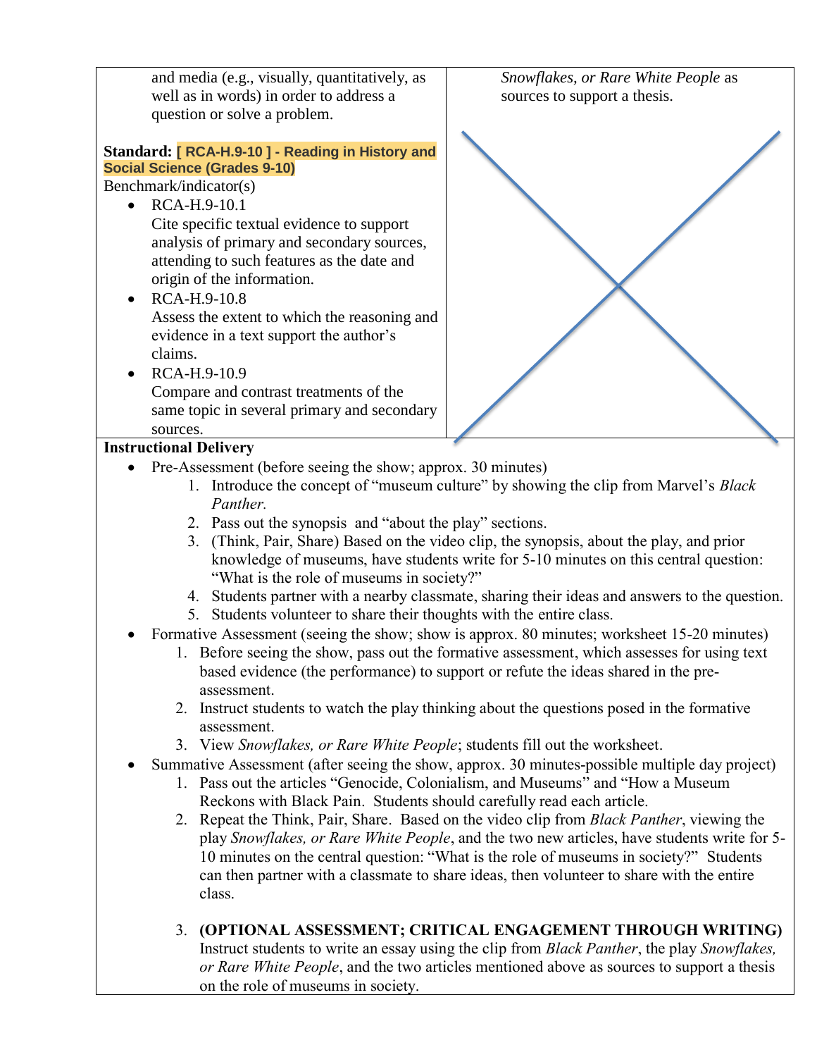| | |
|---|---|
| and media (e.g., visually, quantitatively, as well as in words) in order to address a question or solve a problem.<br><br>**Standard: [ RCA-H.9-10 ] - Reading in History and Social Science (Grades 9-10)**<br>Benchmark/indicator(s)<br>• RCA-H.9-10.1<br>Cite specific textual evidence to support analysis of primary and secondary sources, attending to such features as the date and origin of the information.<br>• RCA-H.9-10.8<br>Assess the extent to which the reasoning and evidence in a text support the author's claims.<br>• RCA-H.9-10.9<br>Compare and contrast treatments of the same topic in several primary and secondary sources. | *Snowflakes, or Rare White People* as sources to support a thesis. |

**Instructional Delivery**

- Pre-Assessment (before seeing the show; approx. 30 minutes)
  1. Introduce the concept of "museum culture" by showing the clip from Marvel's *Black Panther.*
  2. Pass out the synopsis and "about the play" sections.
  3. (Think, Pair, Share) Based on the video clip, the synopsis, about the play, and prior knowledge of museums, have students write for 5-10 minutes on this central question: "What is the role of museums in society?"
  4. Students partner with a nearby classmate, sharing their ideas and answers to the question.
  5. Students volunteer to share their thoughts with the entire class.
- Formative Assessment (seeing the show; show is approx. 80 minutes; worksheet 15-20 minutes)
  1. Before seeing the show, pass out the formative assessment, which assesses for using text based evidence (the performance) to support or refute the ideas shared in the pre-assessment.
  2. Instruct students to watch the play thinking about the questions posed in the formative assessment.
  3. View *Snowflakes, or Rare White People*; students fill out the worksheet.
- Summative Assessment (after seeing the show, approx. 30 minutes-possible multiple day project)
  1. Pass out the articles "Genocide, Colonialism, and Museums" and "How a Museum Reckons with Black Pain. Students should carefully read each article.
  2. Repeat the Think, Pair, Share. Based on the video clip from *Black Panther*, viewing the play *Snowflakes, or Rare White People*, and the two new articles, have students write for 5-10 minutes on the central question: "What is the role of museums in society?" Students can then partner with a classmate to share ideas, then volunteer to share with the entire class.

  3. **(OPTIONAL ASSESSMENT; CRITICAL ENGAGEMENT THROUGH WRITING)** Instruct students to write an essay using the clip from *Black Panther*, the play *Snowflakes, or Rare White People*, and the two articles mentioned above as sources to support a thesis on the role of museums in society.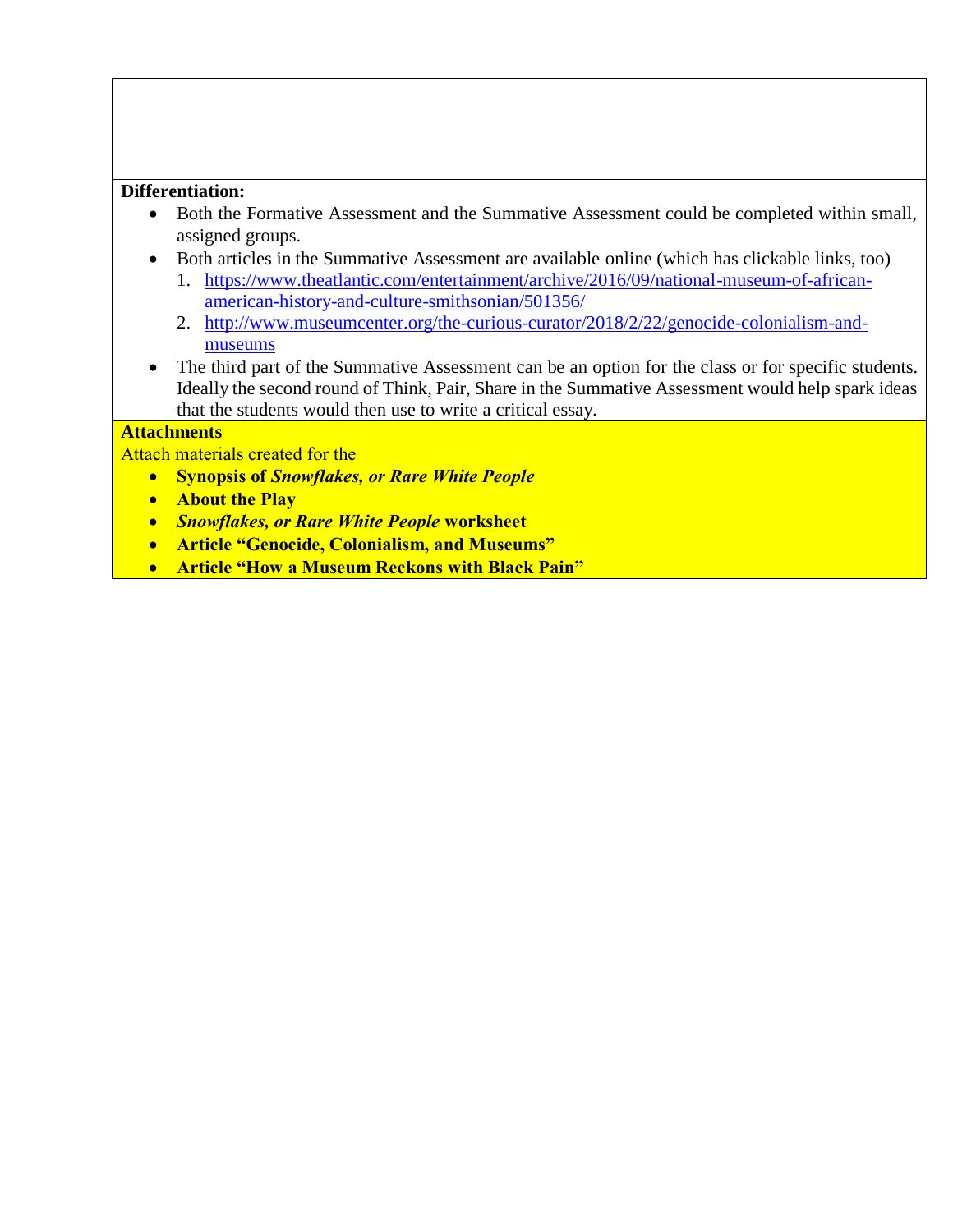**Differentiation:**

- Both the Formative Assessment and the Summative Assessment could be completed within small, assigned groups.
- Both articles in the Summative Assessment are available online (which has clickable links, too)
  1. https://www.theatlantic.com/entertainment/archive/2016/09/national-museum-of-african-american-history-and-culture-smithsonian/501356/
  2. http://www.museumcenter.org/the-curious-curator/2018/2/22/genocide-colonialism-and-museums
- The third part of the Summative Assessment can be an option for the class or for specific students. Ideally the second round of Think, Pair, Share in the Summative Assessment would help spark ideas that the students would then use to write a critical essay.

**Attachments**

Attach materials created for the

- **Synopsis of *Snowflakes, or Rare White People***
- **About the Play**
- ***Snowflakes, or Rare White People* worksheet**
- **Article "Genocide, Colonialism, and Museums"**
- **Article "How a Museum Reckons with Black Pain"**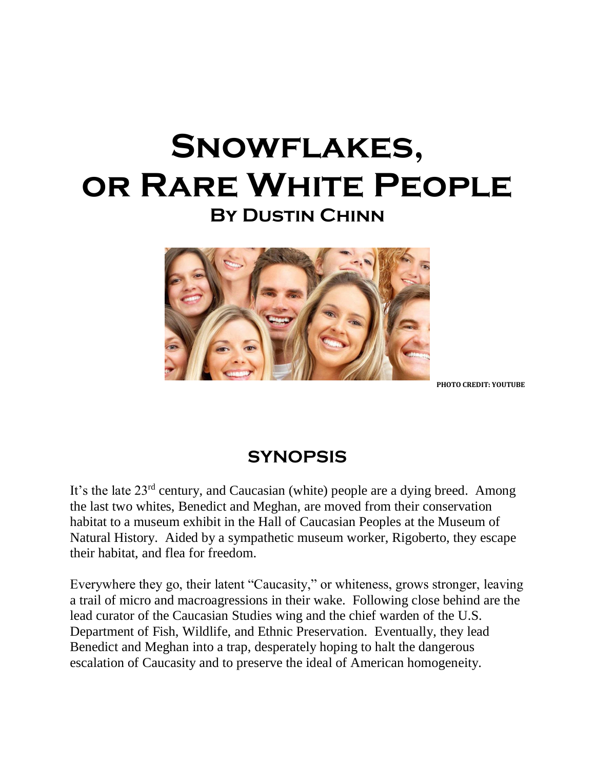# Snowflakes, or Rare White People

### By Dustin Chinn

PHOTO CREDIT: YOUTUBE

## SYNOPSIS

It's the late 23rd century, and Caucasian (white) people are a dying breed. Among the last two whites, Benedict and Meghan, are moved from their conservation habitat to a museum exhibit in the Hall of Caucasian Peoples at the Museum of Natural History. Aided by a sympathetic museum worker, Rigoberto, they escape their habitat, and flea for freedom.

Everywhere they go, their latent "Caucasity," or whiteness, grows stronger, leaving a trail of micro and macroagressions in their wake. Following close behind are the lead curator of the Caucasian Studies wing and the chief warden of the U.S. Department of Fish, Wildlife, and Ethnic Preservation. Eventually, they lead Benedict and Meghan into a trap, desperately hoping to halt the dangerous escalation of Caucasity and to preserve the ideal of American homogeneity.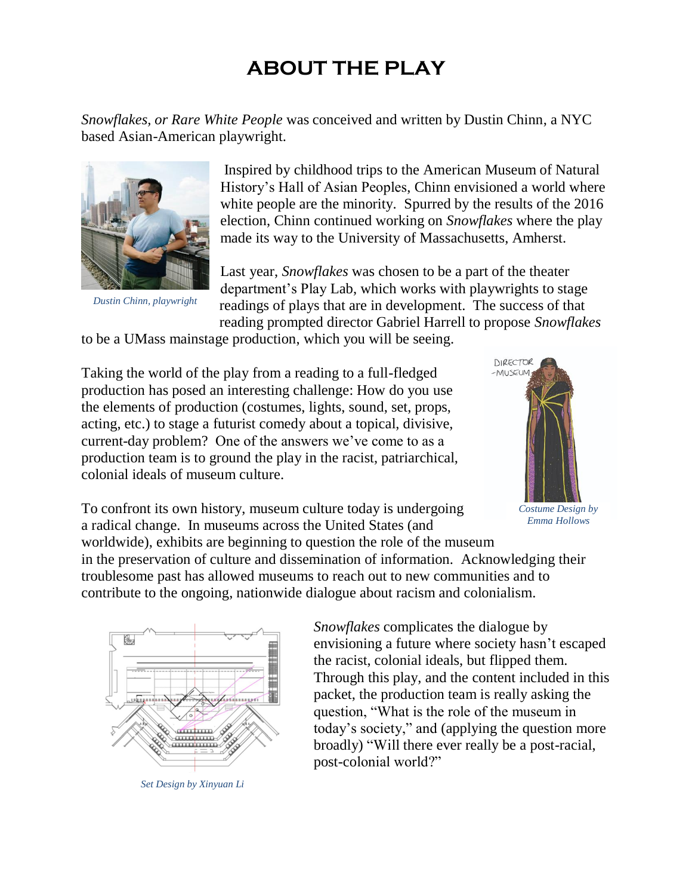# ABOUT THE PLAY

*Snowflakes, or Rare White People* was conceived and written by Dustin Chinn, a NYC based Asian-American playwright.

*Dustin Chinn, playwright*

Inspired by childhood trips to the American Museum of Natural History's Hall of Asian Peoples, Chinn envisioned a world where white people are the minority. Spurred by the results of the 2016 election, Chinn continued working on *Snowflakes* where the play made its way to the University of Massachusetts, Amherst.

Last year, *Snowflakes* was chosen to be a part of the theater department's Play Lab, which works with playwrights to stage readings of plays that are in development. The success of that reading prompted director Gabriel Harrell to propose *Snowflakes* to be a UMass mainstage production, which you will be seeing.

Taking the world of the play from a reading to a full-fledged production has posed an interesting challenge: How do you use the elements of production (costumes, lights, sound, set, props, acting, etc.) to stage a futurist comedy about a topical, divisive, current-day problem? One of the answers we've come to as a production team is to ground the play in the racist, patriarchical, colonial ideals of museum culture.

*Costume Design by Emma Hollows*

To confront its own history, museum culture today is undergoing a radical change. In museums across the United States (and worldwide), exhibits are beginning to question the role of the museum in the preservation of culture and dissemination of information. Acknowledging their troublesome past has allowed museums to reach out to new communities and to contribute to the ongoing, nationwide dialogue about racism and colonialism.

*Snowflakes* complicates the dialogue by envisioning a future where society hasn't escaped the racist, colonial ideals, but flipped them. Through this play, and the content included in this packet, the production team is really asking the question, "What is the role of the museum in today's society," and (applying the question more broadly) "Will there ever really be a post-racial, post-colonial world?"

*Set Design by Xinyuan Li*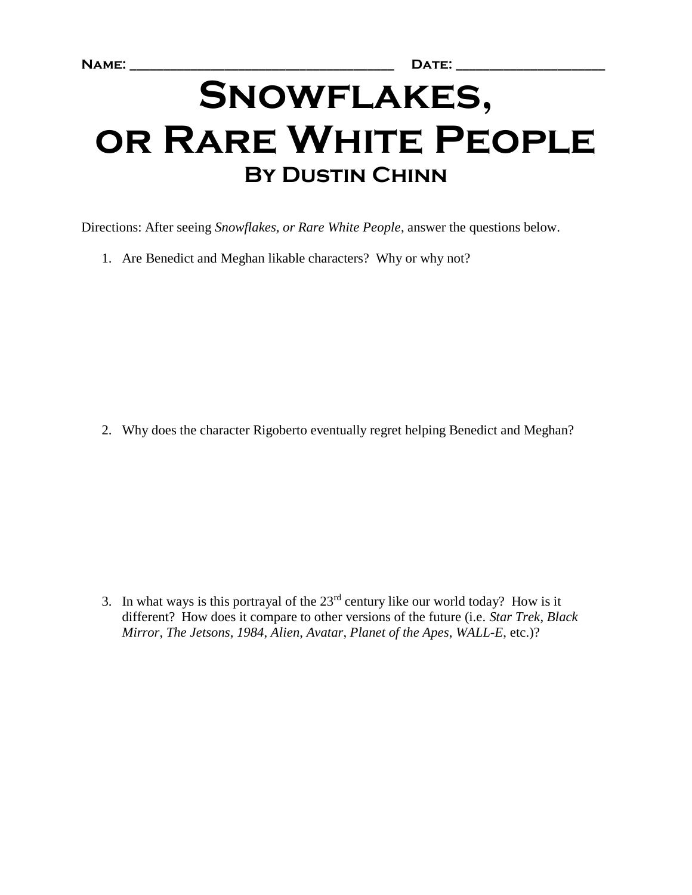**Name: ________________________________ Date: __________________**

# Snowflakes, or Rare White People

## By Dustin Chinn

Directions: After seeing *Snowflakes, or Rare White People*, answer the questions below.

1. Are Benedict and Meghan likable characters? Why or why not?

2. Why does the character Rigoberto eventually regret helping Benedict and Meghan?

3. In what ways is this portrayal of the 23rd century like our world today? How is it different? How does it compare to other versions of the future (i.e. *Star Trek*, *Black Mirror*, *The Jetsons*, *1984*, *Alien*, *Avatar*, *Planet of the Apes*, *WALL-E*, etc.)?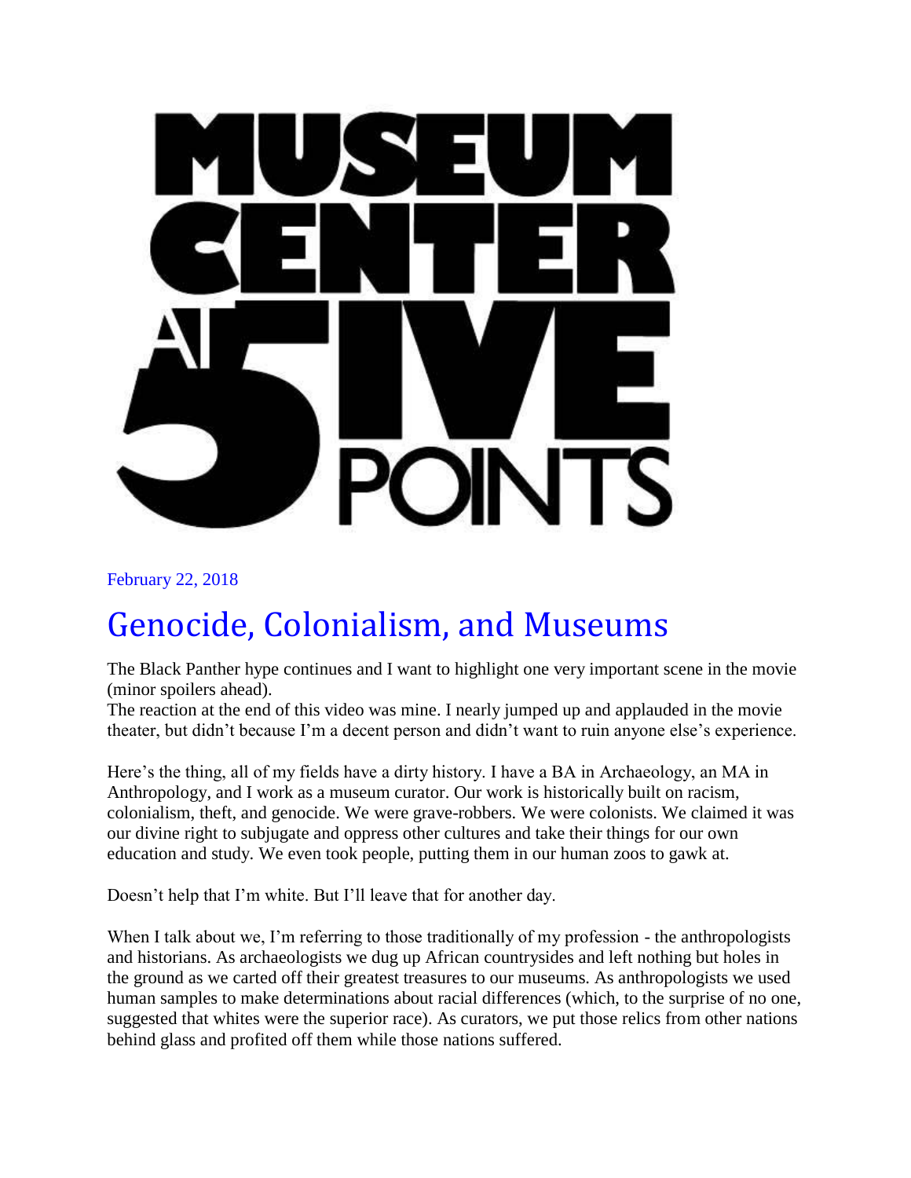MUSEUM CENTER AT 5IVE POINTS

February 22, 2018

# Genocide, Colonialism, and Museums

The Black Panther hype continues and I want to highlight one very important scene in the movie (minor spoilers ahead).
The reaction at the end of this video was mine. I nearly jumped up and applauded in the movie theater, but didn't because I'm a decent person and didn't want to ruin anyone else's experience.

Here's the thing, all of my fields have a dirty history. I have a BA in Archaeology, an MA in Anthropology, and I work as a museum curator. Our work is historically built on racism, colonialism, theft, and genocide. We were grave-robbers. We were colonists. We claimed it was our divine right to subjugate and oppress other cultures and take their things for our own education and study. We even took people, putting them in our human zoos to gawk at.

Doesn't help that I'm white. But I'll leave that for another day.

When I talk about we, I'm referring to those traditionally of my profession - the anthropologists and historians. As archaeologists we dug up African countrysides and left nothing but holes in the ground as we carted off their greatest treasures to our museums. As anthropologists we used human samples to make determinations about racial differences (which, to the surprise of no one, suggested that whites were the superior race). As curators, we put those relics from other nations behind glass and profited off them while those nations suffered.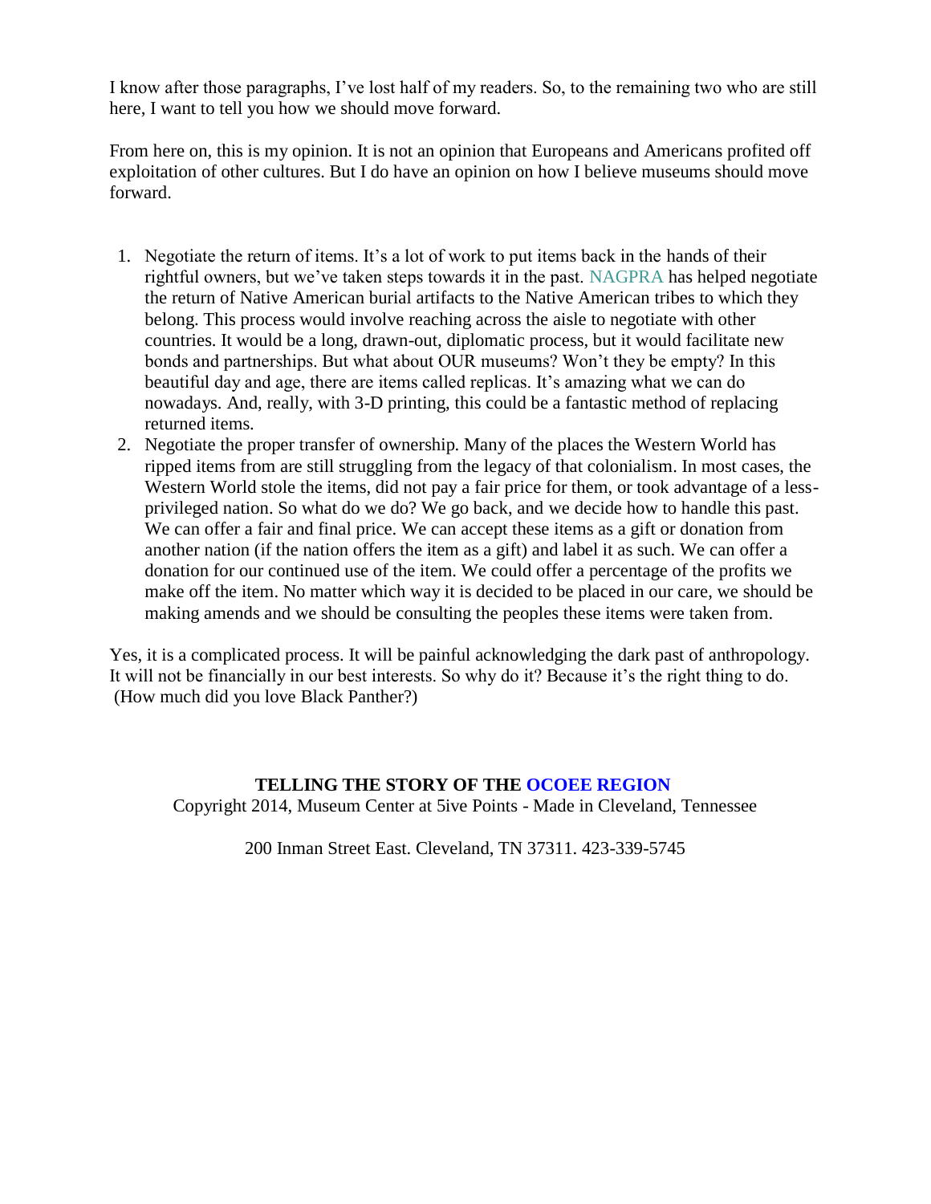I know after those paragraphs, I've lost half of my readers. So, to the remaining two who are still here, I want to tell you how we should move forward.

From here on, this is my opinion. It is not an opinion that Europeans and Americans profited off exploitation of other cultures. But I do have an opinion on how I believe museums should move forward.

1. Negotiate the return of items. It's a lot of work to put items back in the hands of their rightful owners, but we've taken steps towards it in the past. NAGPRA has helped negotiate the return of Native American burial artifacts to the Native American tribes to which they belong. This process would involve reaching across the aisle to negotiate with other countries. It would be a long, drawn-out, diplomatic process, but it would facilitate new bonds and partnerships. But what about OUR museums? Won't they be empty? In this beautiful day and age, there are items called replicas. It's amazing what we can do nowadays. And, really, with 3-D printing, this could be a fantastic method of replacing returned items.
2. Negotiate the proper transfer of ownership. Many of the places the Western World has ripped items from are still struggling from the legacy of that colonialism. In most cases, the Western World stole the items, did not pay a fair price for them, or took advantage of a less-privileged nation. So what do we do? We go back, and we decide how to handle this past. We can offer a fair and final price. We can accept these items as a gift or donation from another nation (if the nation offers the item as a gift) and label it as such. We can offer a donation for our continued use of the item. We could offer a percentage of the profits we make off the item. No matter which way it is decided to be placed in our care, we should be making amends and we should be consulting the peoples these items were taken from.

Yes, it is a complicated process. It will be painful acknowledging the dark past of anthropology. It will not be financially in our best interests. So why do it? Because it's the right thing to do. (How much did you love Black Panther?)

**TELLING THE STORY OF THE OCOEE REGION**

Copyright 2014, Museum Center at 5ive Points - Made in Cleveland, Tennessee

200 Inman Street East. Cleveland, TN 37311. 423-339-5745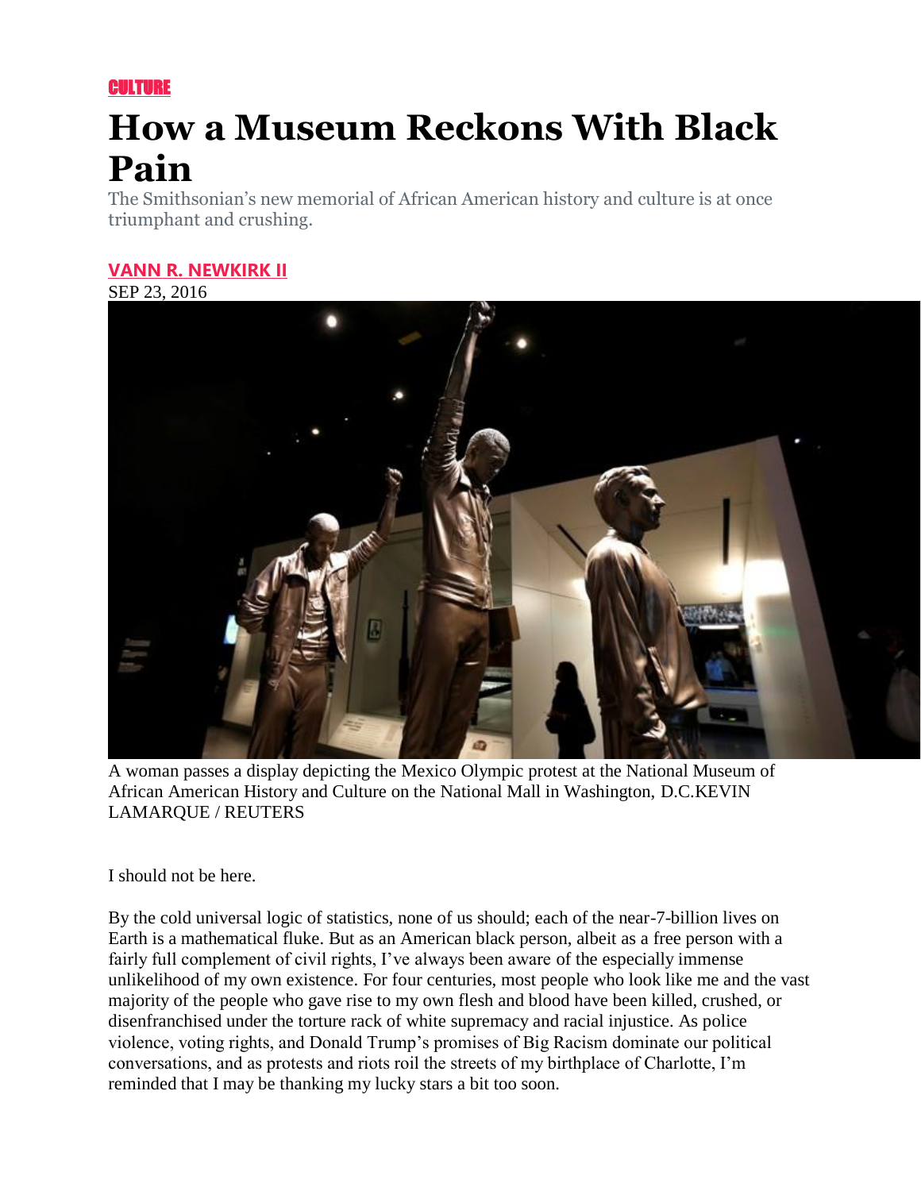CULTURE

# How a Museum Reckons With Black Pain

The Smithsonian's new memorial of African American history and culture is at once triumphant and crushing.

**VANN R. NEWKIRK II**

SEP 23, 2016

A woman passes a display depicting the Mexico Olympic protest at the National Museum of African American History and Culture on the National Mall in Washington, D.C.KEVIN LAMARQUE / REUTERS

I should not be here.

By the cold universal logic of statistics, none of us should; each of the near-7-billion lives on Earth is a mathematical fluke. But as an American black person, albeit as a free person with a fairly full complement of civil rights, I've always been aware of the especially immense unlikelihood of my own existence. For four centuries, most people who look like me and the vast majority of the people who gave rise to my own flesh and blood have been killed, crushed, or disenfranchised under the torture rack of white supremacy and racial injustice. As police violence, voting rights, and Donald Trump's promises of Big Racism dominate our political conversations, and as protests and riots roil the streets of my birthplace of Charlotte, I'm reminded that I may be thanking my lucky stars a bit too soon.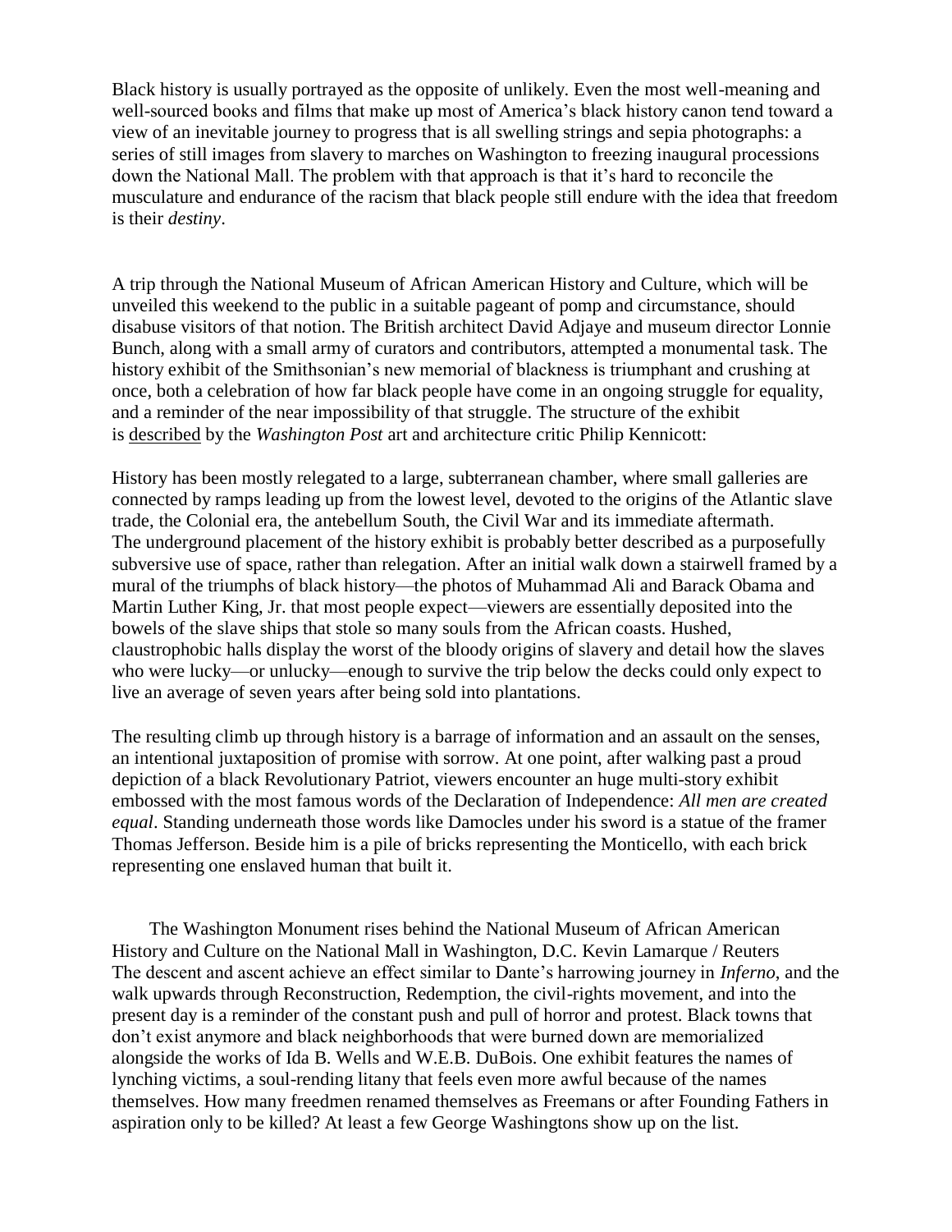Black history is usually portrayed as the opposite of unlikely. Even the most well-meaning and well-sourced books and films that make up most of America's black history canon tend toward a view of an inevitable journey to progress that is all swelling strings and sepia photographs: a series of still images from slavery to marches on Washington to freezing inaugural processions down the National Mall. The problem with that approach is that it's hard to reconcile the musculature and endurance of the racism that black people still endure with the idea that freedom is their *destiny*.

A trip through the National Museum of African American History and Culture, which will be unveiled this weekend to the public in a suitable pageant of pomp and circumstance, should disabuse visitors of that notion. The British architect David Adjaye and museum director Lonnie Bunch, along with a small army of curators and contributors, attempted a monumental task. The history exhibit of the Smithsonian's new memorial of blackness is triumphant and crushing at once, both a celebration of how far black people have come in an ongoing struggle for equality, and a reminder of the near impossibility of that struggle. The structure of the exhibit is described by the *Washington Post* art and architecture critic Philip Kennicott:

History has been mostly relegated to a large, subterranean chamber, where small galleries are connected by ramps leading up from the lowest level, devoted to the origins of the Atlantic slave trade, the Colonial era, the antebellum South, the Civil War and its immediate aftermath.
The underground placement of the history exhibit is probably better described as a purposefully subversive use of space, rather than relegation. After an initial walk down a stairwell framed by a mural of the triumphs of black history—the photos of Muhammad Ali and Barack Obama and Martin Luther King, Jr. that most people expect—viewers are essentially deposited into the bowels of the slave ships that stole so many souls from the African coasts. Hushed, claustrophobic halls display the worst of the bloody origins of slavery and detail how the slaves who were lucky—or unlucky—enough to survive the trip below the decks could only expect to live an average of seven years after being sold into plantations.

The resulting climb up through history is a barrage of information and an assault on the senses, an intentional juxtaposition of promise with sorrow. At one point, after walking past a proud depiction of a black Revolutionary Patriot, viewers encounter an huge multi-story exhibit embossed with the most famous words of the Declaration of Independence: *All men are created equal*. Standing underneath those words like Damocles under his sword is a statue of the framer Thomas Jefferson. Beside him is a pile of bricks representing the Monticello, with each brick representing one enslaved human that built it.

The Washington Monument rises behind the National Museum of African American History and Culture on the National Mall in Washington, D.C. Kevin Lamarque / Reuters

The descent and ascent achieve an effect similar to Dante's harrowing journey in *Inferno*, and the walk upwards through Reconstruction, Redemption, the civil-rights movement, and into the present day is a reminder of the constant push and pull of horror and protest. Black towns that don't exist anymore and black neighborhoods that were burned down are memorialized alongside the works of Ida B. Wells and W.E.B. DuBois. One exhibit features the names of lynching victims, a soul-rending litany that feels even more awful because of the names themselves. How many freedmen renamed themselves as Freemans or after Founding Fathers in aspiration only to be killed? At least a few George Washingtons show up on the list.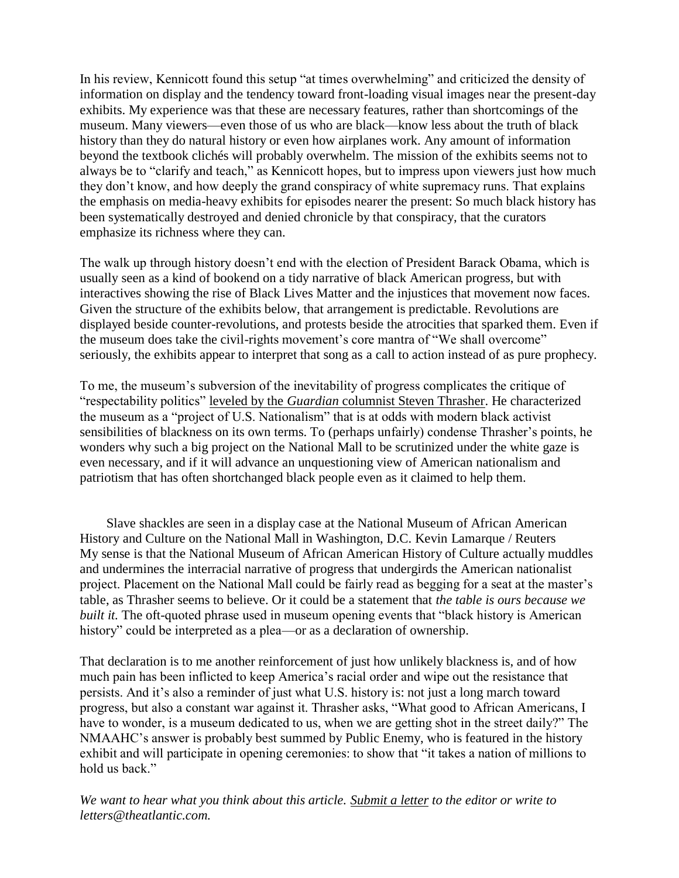In his review, Kennicott found this setup "at times overwhelming" and criticized the density of information on display and the tendency toward front-loading visual images near the present-day exhibits. My experience was that these are necessary features, rather than shortcomings of the museum. Many viewers—even those of us who are black—know less about the truth of black history than they do natural history or even how airplanes work. Any amount of information beyond the textbook clichés will probably overwhelm. The mission of the exhibits seems not to always be to "clarify and teach," as Kennicott hopes, but to impress upon viewers just how much they don't know, and how deeply the grand conspiracy of white supremacy runs. That explains the emphasis on media-heavy exhibits for episodes nearer the present: So much black history has been systematically destroyed and denied chronicle by that conspiracy, that the curators emphasize its richness where they can.

The walk up through history doesn't end with the election of President Barack Obama, which is usually seen as a kind of bookend on a tidy narrative of black American progress, but with interactives showing the rise of Black Lives Matter and the injustices that movement now faces. Given the structure of the exhibits below, that arrangement is predictable. Revolutions are displayed beside counter-revolutions, and protests beside the atrocities that sparked them. Even if the museum does take the civil-rights movement's core mantra of "We shall overcome" seriously, the exhibits appear to interpret that song as a call to action instead of as pure prophecy.

To me, the museum's subversion of the inevitability of progress complicates the critique of "respectability politics" leveled by the *Guardian* columnist Steven Thrasher. He characterized the museum as a "project of U.S. Nationalism" that is at odds with modern black activist sensibilities of blackness on its own terms. To (perhaps unfairly) condense Thrasher's points, he wonders why such a big project on the National Mall to be scrutinized under the white gaze is even necessary, and if it will advance an unquestioning view of American nationalism and patriotism that has often shortchanged black people even as it claimed to help them.

Slave shackles are seen in a display case at the National Museum of African American History and Culture on the National Mall in Washington, D.C. Kevin Lamarque / Reuters

My sense is that the National Museum of African American History of Culture actually muddles and undermines the interracial narrative of progress that undergirds the American nationalist project. Placement on the National Mall could be fairly read as begging for a seat at the master's table, as Thrasher seems to believe. Or it could be a statement that *the table is ours because we built it.* The oft-quoted phrase used in museum opening events that "black history is American history" could be interpreted as a plea—or as a declaration of ownership.

That declaration is to me another reinforcement of just how unlikely blackness is, and of how much pain has been inflicted to keep America's racial order and wipe out the resistance that persists. And it's also a reminder of just what U.S. history is: not just a long march toward progress, but also a constant war against it. Thrasher asks, "What good to African Americans, I have to wonder, is a museum dedicated to us, when we are getting shot in the street daily?" The NMAAHC's answer is probably best summed by Public Enemy, who is featured in the history exhibit and will participate in opening ceremonies: to show that "it takes a nation of millions to hold us back."

*We want to hear what you think about this article. Submit a letter to the editor or write to letters@theatlantic.com.*